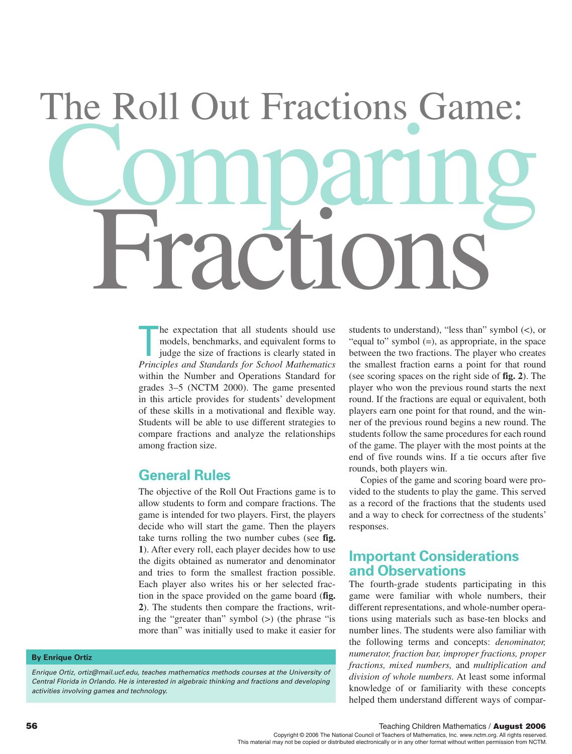# The Roll Out Fractions Game: Comparing Fractions

The expectation that all students should use models, benchmarks, and equivalent forms to judge the size of fractions is clearly stated in *Principles and Standards for School Mathematics* within the Number and Operations Standard for grades 3–5 (NCTM 2000). The game presented in this article provides for students' development of these skills in a motivational and flexible way. Students will be able to use different strategies to compare fractions and analyze the relationships among fraction size.

## General Rules

The objective of the Roll Out Fractions game is to allow students to form and compare fractions. The game is intended for two players. First, the players decide who will start the game. Then the players take turns rolling the two number cubes (see **fig. 1**). After every roll, each player decides how to use the digits obtained as numerator and denominator and tries to form the smallest fraction possible. Each player also writes his or her selected fraction in the space provided on the game board (**fig. 2**). The students then compare the fractions, writing the "greater than" symbol (>) (the phrase "is more than" was initially used to make it easier for students to understand), "less than" symbol (<), or "equal to" symbol (=), as appropriate, in the space between the two fractions. The player who creates the smallest fraction earns a point for that round (see scoring spaces on the right side of **fig. 2**). The player who won the previous round starts the next round. If the fractions are equal or equivalent, both players earn one point for that round, and the winner of the previous round begins a new round. The students follow the same procedures for each round of the game. The player with the most points at the end of five rounds wins. If a tie occurs after five rounds, both players win.

Copies of the game and scoring board were provided to the students to play the game. This served as a record of the fractions that the students used and a way to check for correctness of the students' responses.

## Important Considerations and Observations

The fourth-grade students participating in this game were familiar with whole numbers, their different representations, and whole-number operations using materials such as base-ten blocks and number lines. The students were also familiar with the following terms and concepts: *denominator, numerator, fraction bar, improper fractions, proper fractions, mixed numbers,* and *multiplication and division of whole numbers.* At least some informal knowledge of or familiarity with these concepts helped them understand different ways of compar-

**By Enrique Ortiz**

*Enrique Ortiz, ortiz@mail.ucf.edu, teaches mathematics methods courses at the University of Central Florida in Orlando. He is interested in algebraic thinking and fractions and developing activities involving games and technology.*

Copyright © 2006 The National Council of Teachers of Mathematics, Inc. www.nctm.org. All rights reserved.
This material may not be copied or distributed electronically or in any other format without written permission from NCTM.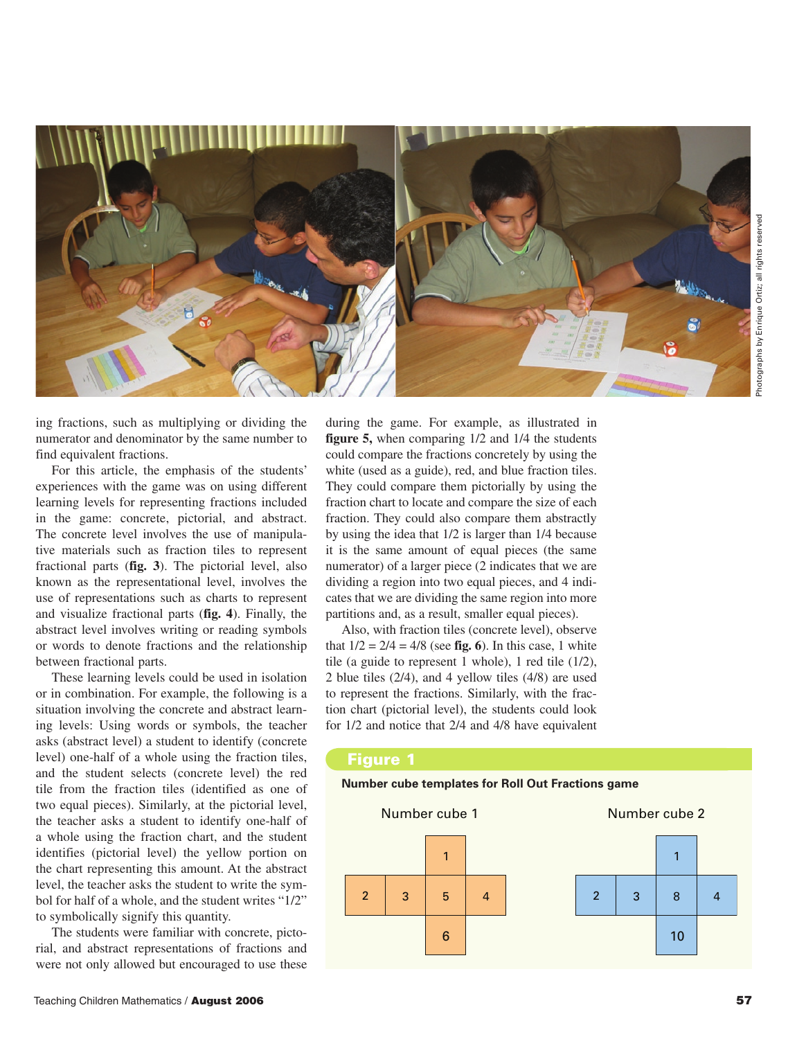Photographs by Enrique Ortiz; all rights reserved

ing fractions, such as multiplying or dividing the numerator and denominator by the same number to find equivalent fractions.

For this article, the emphasis of the students' experiences with the game was on using different learning levels for representing fractions included in the game: concrete, pictorial, and abstract. The concrete level involves the use of manipulative materials such as fraction tiles to represent fractional parts (**fig. 3**). The pictorial level, also known as the representational level, involves the use of representations such as charts to represent and visualize fractional parts (**fig. 4**). Finally, the abstract level involves writing or reading symbols or words to denote fractions and the relationship between fractional parts.

These learning levels could be used in isolation or in combination. For example, the following is a situation involving the concrete and abstract learning levels: Using words or symbols, the teacher asks (abstract level) a student to identify (concrete level) one-half of a whole using the fraction tiles, and the student selects (concrete level) the red tile from the fraction tiles (identified as one of two equal pieces). Similarly, at the pictorial level, the teacher asks a student to identify one-half of a whole using the fraction chart, and the student identifies (pictorial level) the yellow portion on the chart representing this amount. At the abstract level, the teacher asks the student to write the symbol for half of a whole, and the student writes "1/2" to symbolically signify this quantity.

The students were familiar with concrete, pictorial, and abstract representations of fractions and were not only allowed but encouraged to use these during the game. For example, as illustrated in **figure 5,** when comparing 1/2 and 1/4 the students could compare the fractions concretely by using the white (used as a guide), red, and blue fraction tiles. They could compare them pictorially by using the fraction chart to locate and compare the size of each fraction. They could also compare them abstractly by using the idea that 1/2 is larger than 1/4 because it is the same amount of equal pieces (the same numerator) of a larger piece (2 indicates that we are dividing a region into two equal pieces, and 4 indicates that we are dividing the same region into more partitions and, as a result, smaller equal pieces).

Also, with fraction tiles (concrete level), observe that $1/2 = 2/4 = 4/8$ (see **fig. 6**). In this case, 1 white tile (a guide to represent 1 whole), 1 red tile (1/2), 2 blue tiles (2/4), and 4 yellow tiles (4/8) are used to represent the fractions. Similarly, with the fraction chart (pictorial level), the students could look for 1/2 and notice that 2/4 and 4/8 have equivalent

## Figure 1

**Number cube templates for Roll Out Fractions game**

Number cube 1

1
2 3 5 4
6

Number cube 2

1
2 3 8 4
10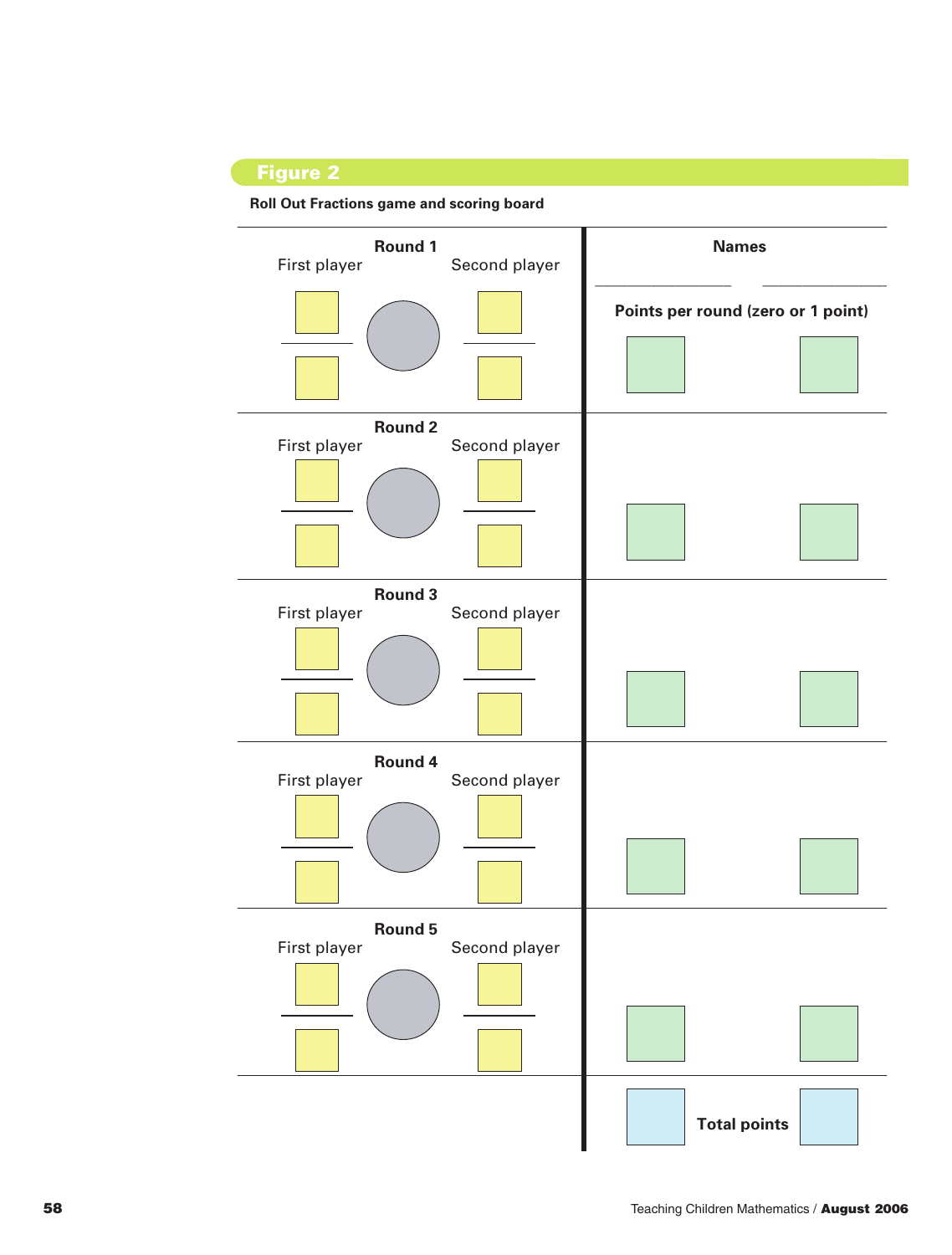## Figure 2

**Roll Out Fractions game and scoring board**

| | | | |
|---|---|---|---|
| **Round 1** | | **Names** | |
| First player | Second player | ______________ | ______________ |
| | | **Points per round (zero or 1 point)** | |
| **Round 2** | | | |
| First player | Second player | | |
| **Round 3** | | | |
| First player | Second player | | |
| **Round 4** | | | |
| First player | Second player | | |
| **Round 5** | | | |
| First player | Second player | | |
| | | **Total points** | |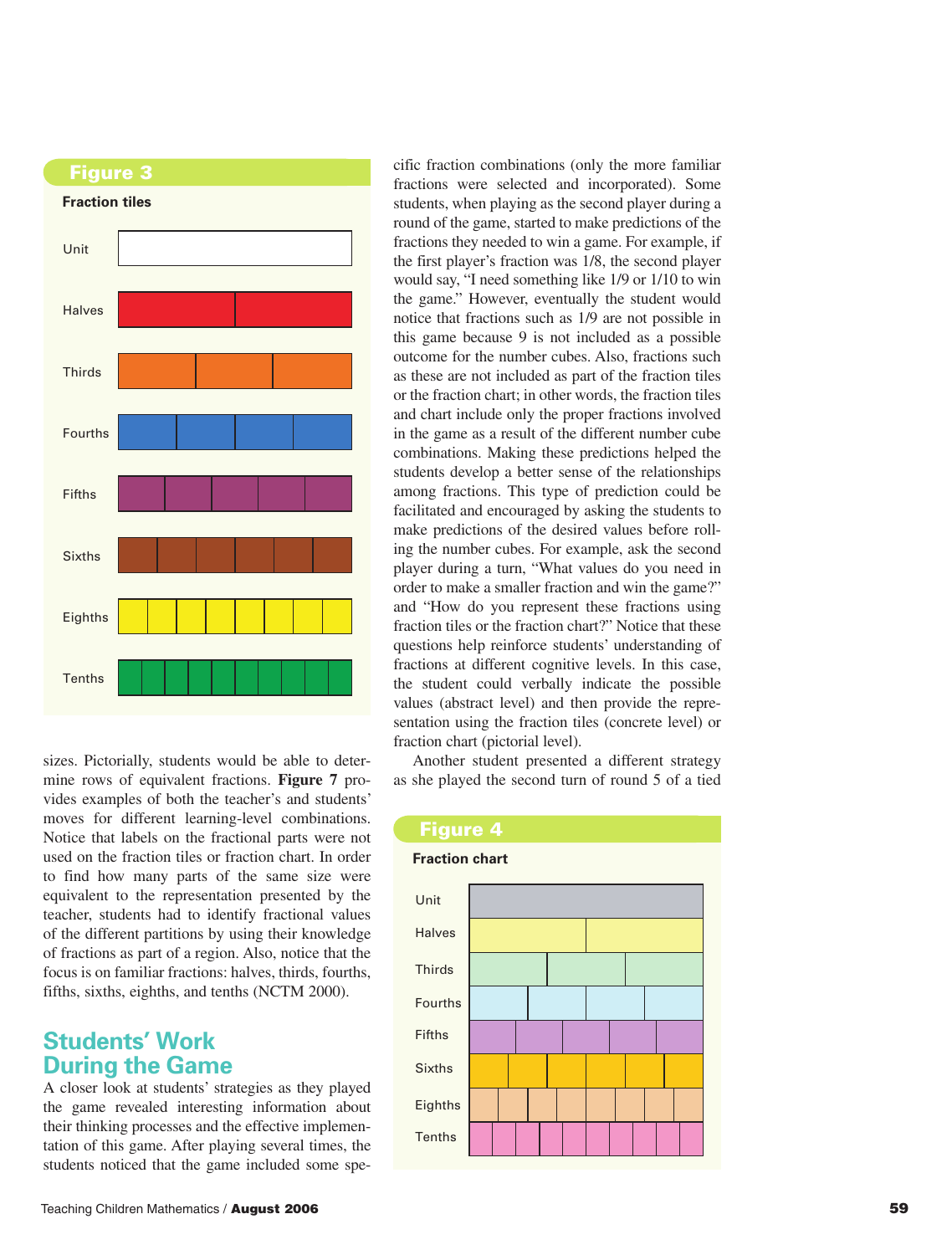**Figure 3**

**Fraction tiles**

Unit

Halves

Thirds

Fourths

Fifths

Sixths

Eighths

Tenths

sizes. Pictorially, students would be able to determine rows of equivalent fractions. **Figure 7** provides examples of both the teacher's and students' moves for different learning-level combinations. Notice that labels on the fractional parts were not used on the fraction tiles or fraction chart. In order to find how many parts of the same size were equivalent to the representation presented by the teacher, students had to identify fractional values of the different partitions by using their knowledge of fractions as part of a region. Also, notice that the focus is on familiar fractions: halves, thirds, fourths, fifths, sixths, eighths, and tenths (NCTM 2000).

## Students' Work During the Game

A closer look at students' strategies as they played the game revealed interesting information about their thinking processes and the effective implementation of this game. After playing several times, the students noticed that the game included some specific fraction combinations (only the more familiar fractions were selected and incorporated). Some students, when playing as the second player during a round of the game, started to make predictions of the fractions they needed to win a game. For example, if the first player's fraction was 1/8, the second player would say, "I need something like 1/9 or 1/10 to win the game." However, eventually the student would notice that fractions such as 1/9 are not possible in this game because 9 is not included as a possible outcome for the number cubes. Also, fractions such as these are not included as part of the fraction tiles or the fraction chart; in other words, the fraction tiles and chart include only the proper fractions involved in the game as a result of the different number cube combinations. Making these predictions helped the students develop a better sense of the relationships among fractions. This type of prediction could be facilitated and encouraged by asking the students to make predictions of the desired values before rolling the number cubes. For example, ask the second player during a turn, "What values do you need in order to make a smaller fraction and win the game?" and "How do you represent these fractions using fraction tiles or the fraction chart?" Notice that these questions help reinforce students' understanding of fractions at different cognitive levels. In this case, the student could verbally indicate the possible values (abstract level) and then provide the representation using the fraction tiles (concrete level) or fraction chart (pictorial level).

Another student presented a different strategy as she played the second turn of round 5 of a tied

**Figure 4**

**Fraction chart**

Unit

Halves

Thirds

Fourths

Fifths

Sixths

Eighths

Tenths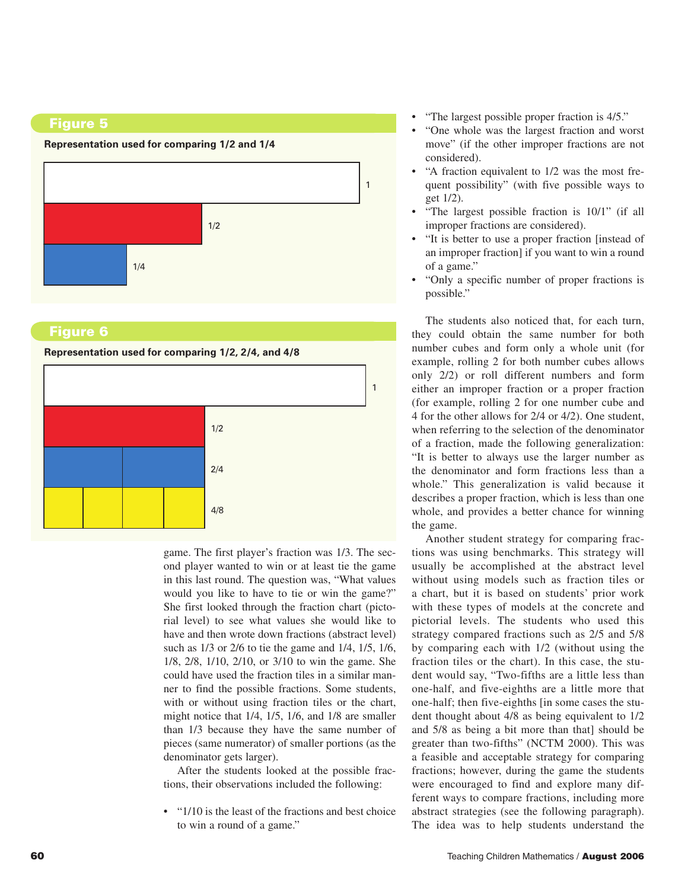**Figure 5**

**Representation used for comparing 1/2 and 1/4**

1

1/2

1/4

**Figure 6**

**Representation used for comparing 1/2, 2/4, and 4/8**

1

1/2

2/4

4/8

game. The first player's fraction was 1/3. The second player wanted to win or at least tie the game in this last round. The question was, "What values would you like to have to tie or win the game?" She first looked through the fraction chart (pictorial level) to see what values she would like to have and then wrote down fractions (abstract level) such as 1/3 or 2/6 to tie the game and 1/4, 1/5, 1/6, 1/8, 2/8, 1/10, 2/10, or 3/10 to win the game. She could have used the fraction tiles in a similar manner to find the possible fractions. Some students, with or without using fraction tiles or the chart, might notice that 1/4, 1/5, 1/6, and 1/8 are smaller than 1/3 because they have the same number of pieces (same numerator) of smaller portions (as the denominator gets larger).

After the students looked at the possible fractions, their observations included the following:

- "1/10 is the least of the fractions and best choice to win a round of a game."
- "The largest possible proper fraction is 4/5."
- "One whole was the largest fraction and worst move" (if the other improper fractions are not considered).
- "A fraction equivalent to 1/2 was the most frequent possibility" (with five possible ways to get 1/2).
- "The largest possible fraction is 10/1" (if all improper fractions are considered).
- "It is better to use a proper fraction [instead of an improper fraction] if you want to win a round of a game."
- "Only a specific number of proper fractions is possible."

The students also noticed that, for each turn, they could obtain the same number for both number cubes and form only a whole unit (for example, rolling 2 for both number cubes allows only 2/2) or roll different numbers and form either an improper fraction or a proper fraction (for example, rolling 2 for one number cube and 4 for the other allows for 2/4 or 4/2). One student, when referring to the selection of the denominator of a fraction, made the following generalization: "It is better to always use the larger number as the denominator and form fractions less than a whole." This generalization is valid because it describes a proper fraction, which is less than one whole, and provides a better chance for winning the game.

Another student strategy for comparing fractions was using benchmarks. This strategy will usually be accomplished at the abstract level without using models such as fraction tiles or a chart, but it is based on students' prior work with these types of models at the concrete and pictorial levels. The students who used this strategy compared fractions such as 2/5 and 5/8 by comparing each with 1/2 (without using the fraction tiles or the chart). In this case, the student would say, "Two-fifths are a little less than one-half, and five-eighths are a little more that one-half; then five-eighths [in some cases the student thought about 4/8 as being equivalent to 1/2 and 5/8 as being a bit more than that] should be greater than two-fifths" (NCTM 2000). This was a feasible and acceptable strategy for comparing fractions; however, during the game the students were encouraged to find and explore many different ways to compare fractions, including more abstract strategies (see the following paragraph). The idea was to help students understand the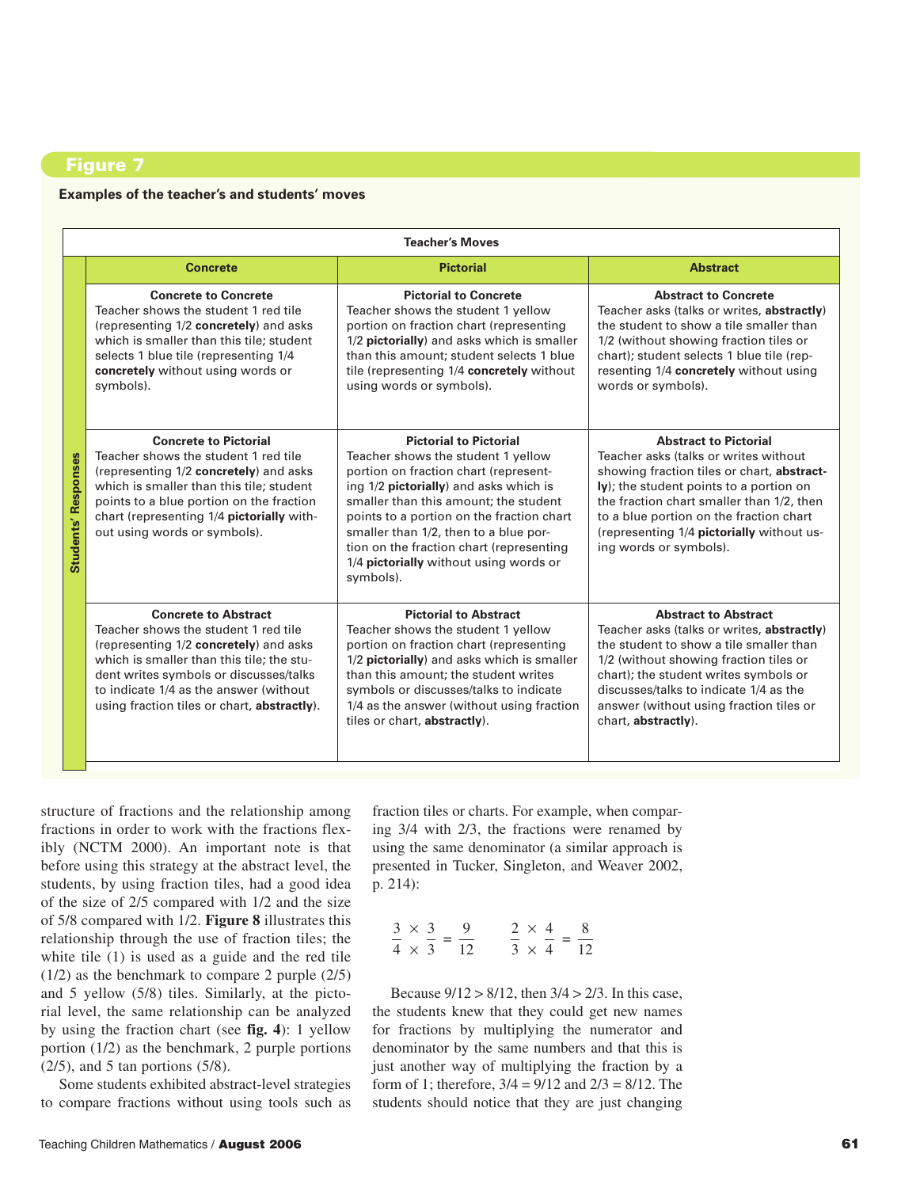## Figure 7

**Examples of the teacher's and students' moves**

| Students' Responses \ Teacher's Moves | Concrete | Pictorial | Abstract |
|---|---|---|---|
| Concrete | **Concrete to Concrete** Teacher shows the student 1 red tile (representing 1/2 **concretely**) and asks which is smaller than this tile; student selects 1 blue tile (representing 1/4 **concretely** without using words or symbols). | **Pictorial to Concrete** Teacher shows the student 1 yellow portion on fraction chart (representing 1/2 **pictorially**) and asks which is smaller than this amount; student selects 1 blue tile (representing 1/4 **concretely** without using words or symbols). | **Abstract to Concrete** Teacher asks (talks or writes, **abstractly**) the student to show a tile smaller than 1/2 (without showing fraction tiles or chart); student selects 1 blue tile (representing 1/4 **concretely** without using words or symbols). |
| Pictorial | **Concrete to Pictorial** Teacher shows the student 1 red tile (representing 1/2 **concretely**) and asks which is smaller than this tile; student points to a blue portion on the fraction chart (representing 1/4 **pictorially** without using words or symbols). | **Pictorial to Pictorial** Teacher shows the student 1 yellow portion on fraction chart (representing 1/2 **pictorially**) and asks which is smaller than this amount; the student points to a portion on the fraction chart smaller than 1/2, then to a blue portion on the fraction chart (representing 1/4 **pictorially** without using words or symbols). | **Abstract to Pictorial** Teacher asks (talks or writes without showing fraction tiles or chart, **abstractly**); the student points to a portion on the fraction chart smaller than 1/2, then to a blue portion on the fraction chart (representing 1/4 **pictorially** without using words or symbols). |
| Abstract | **Concrete to Abstract** Teacher shows the student 1 red tile (representing 1/2 **concretely**) and asks which is smaller than this tile; the student writes symbols or discusses/talks to indicate 1/4 as the answer (without using fraction tiles or chart, **abstractly**). | **Pictorial to Abstract** Teacher shows the student 1 yellow portion on fraction chart (representing 1/2 **pictorially**) and asks which is smaller than this amount; the student writes symbols or discusses/talks to indicate 1/4 as the answer (without using fraction tiles or chart, **abstractly**). | **Abstract to Abstract** Teacher asks (talks or writes, **abstractly**) the student to show a tile smaller than 1/2 (without showing fraction tiles or chart); the student writes symbols or discusses/talks to indicate 1/4 as the answer (without using fraction tiles or chart, **abstractly**). |

structure of fractions and the relationship among fractions in order to work with the fractions flexibly (NCTM 2000). An important note is that before using this strategy at the abstract level, the students, by using fraction tiles, had a good idea of the size of 2/5 compared with 1/2 and the size of 5/8 compared with 1/2. **Figure 8** illustrates this relationship through the use of fraction tiles; the white tile (1) is used as a guide and the red tile (1/2) as the benchmark to compare 2 purple (2/5) and 5 yellow (5/8) tiles. Similarly, at the pictorial level, the same relationship can be analyzed by using the fraction chart (see **fig. 4**): 1 yellow portion (1/2) as the benchmark, 2 purple portions (2/5), and 5 tan portions (5/8).

Some students exhibited abstract-level strategies to compare fractions without using tools such as fraction tiles or charts. For example, when comparing 3/4 with 2/3, the fractions were renamed by using the same denominator (a similar approach is presented in Tucker, Singleton, and Weaver 2002, p. 214):

$$\frac{3 \times 3}{4 \times 3} = \frac{9}{12} \qquad \frac{2 \times 4}{3 \times 4} = \frac{8}{12}$$

Because $9/12 > 8/12$, then $3/4 > 2/3$. In this case, the students knew that they could get new names for fractions by multiplying the numerator and denominator by the same numbers and that this is just another way of multiplying the fraction by a form of 1; therefore, $3/4 = 9/12$ and $2/3 = 8/12$. The students should notice that they are just changing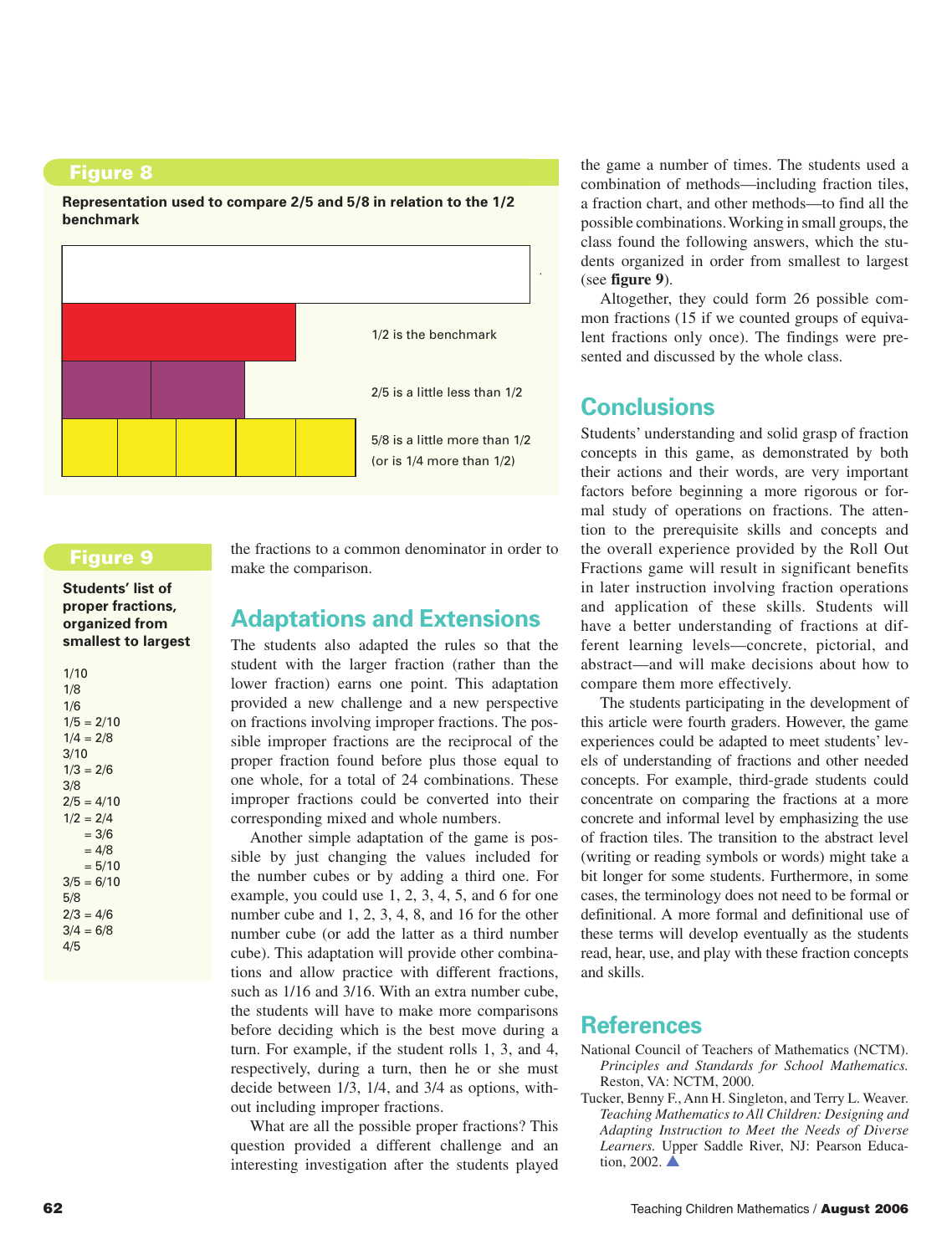## Figure 8

**Representation used to compare 2/5 and 5/8 in relation to the 1/2 benchmark**

1/2 is the benchmark

2/5 is a little less than 1/2

5/8 is a little more than 1/2
(or is 1/4 more than 1/2)

## Figure 9

**Students' list of proper fractions, organized from smallest to largest**

1/10
1/8
1/6
1/5 = 2/10
1/4 = 2/8
3/10
1/3 = 2/6
3/8
2/5 = 4/10
1/2 = 2/4
 = 3/6
 = 4/8
 = 5/10
3/5 = 6/10
5/8
2/3 = 4/6
3/4 = 6/8
4/5

the fractions to a common denominator in order to make the comparison.

## Adaptations and Extensions

The students also adapted the rules so that the student with the larger fraction (rather than the lower fraction) earns one point. This adaptation provided a new challenge and a new perspective on fractions involving improper fractions. The possible improper fractions are the reciprocal of the proper fraction found before plus those equal to one whole, for a total of 24 combinations. These improper fractions could be converted into their corresponding mixed and whole numbers.

Another simple adaptation of the game is possible by just changing the values included for the number cubes or by adding a third one. For example, you could use 1, 2, 3, 4, 5, and 6 for one number cube and 1, 2, 3, 4, 8, and 16 for the other number cube (or add the latter as a third number cube). This adaptation will provide other combinations and allow practice with different fractions, such as 1/16 and 3/16. With an extra number cube, the students will have to make more comparisons before deciding which is the best move during a turn. For example, if the student rolls 1, 3, and 4, respectively, during a turn, then he or she must decide between 1/3, 1/4, and 3/4 as options, without including improper fractions.

What are all the possible proper fractions? This question provided a different challenge and an interesting investigation after the students played the game a number of times. The students used a combination of methods—including fraction tiles, a fraction chart, and other methods—to find all the possible combinations. Working in small groups, the class found the following answers, which the students organized in order from smallest to largest (see **figure 9**).

Altogether, they could form 26 possible common fractions (15 if we counted groups of equivalent fractions only once). The findings were presented and discussed by the whole class.

## Conclusions

Students' understanding and solid grasp of fraction concepts in this game, as demonstrated by both their actions and their words, are very important factors before beginning a more rigorous or formal study of operations on fractions. The attention to the prerequisite skills and concepts and the overall experience provided by the Roll Out Fractions game will result in significant benefits in later instruction involving fraction operations and application of these skills. Students will have a better understanding of fractions at different learning levels—concrete, pictorial, and abstract—and will make decisions about how to compare them more effectively.

The students participating in the development of this article were fourth graders. However, the game experiences could be adapted to meet students' levels of understanding of fractions and other needed concepts. For example, third-grade students could concentrate on comparing the fractions at a more concrete and informal level by emphasizing the use of fraction tiles. The transition to the abstract level (writing or reading symbols or words) might take a bit longer for some students. Furthermore, in some cases, the terminology does not need to be formal or definitional. A more formal and definitional use of these terms will develop eventually as the students read, hear, use, and play with these fraction concepts and skills.

## References

National Council of Teachers of Mathematics (NCTM). *Principles and Standards for School Mathematics.* Reston, VA: NCTM, 2000.

Tucker, Benny F., Ann H. Singleton, and Terry L. Weaver. *Teaching Mathematics to All Children: Designing and Adapting Instruction to Meet the Needs of Diverse Learners.* Upper Saddle River, NJ: Pearson Education, 2002. ▲